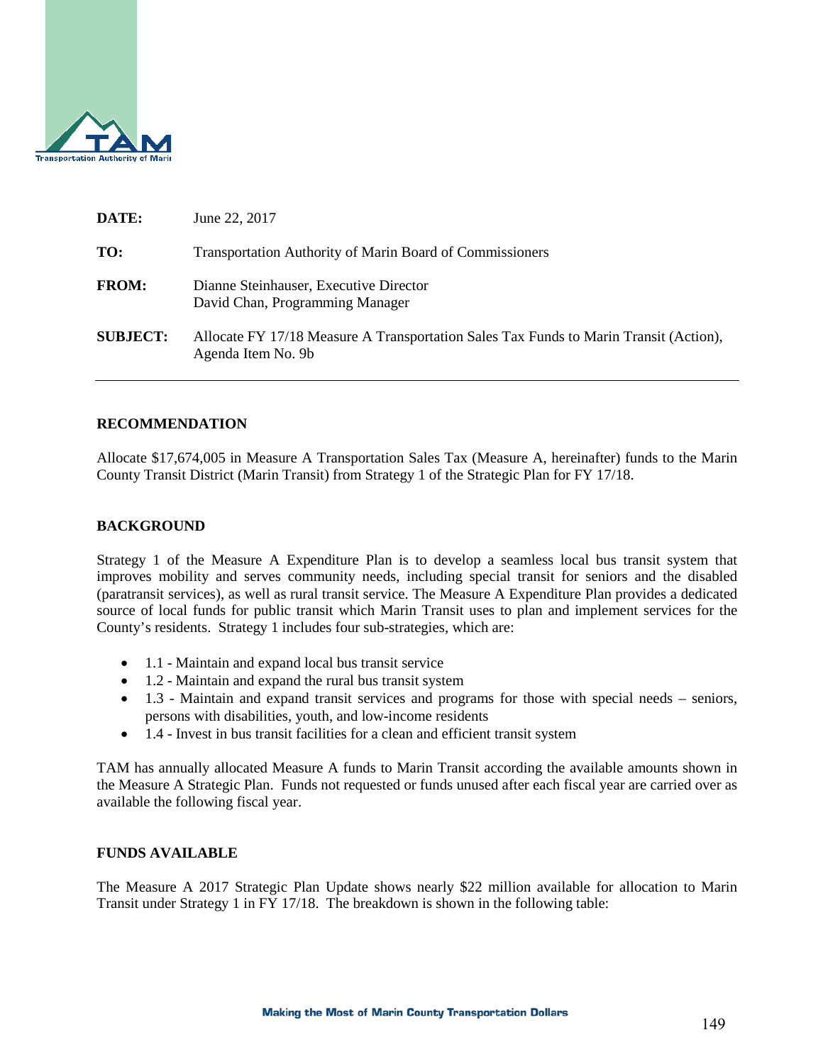| | |
|---|---|
| **DATE:** | June 22, 2017 |
| **TO:** | Transportation Authority of Marin Board of Commissioners |
| **FROM:** | Dianne Steinhauser, Executive Director<br>David Chan, Programming Manager |
| **SUBJECT:** | Allocate FY 17/18 Measure A Transportation Sales Tax Funds to Marin Transit (Action), Agenda Item No. 9b |

## RECOMMENDATION

Allocate $17,674,005 in Measure A Transportation Sales Tax (Measure A, hereinafter) funds to the Marin County Transit District (Marin Transit) from Strategy 1 of the Strategic Plan for FY 17/18.

## BACKGROUND

Strategy 1 of the Measure A Expenditure Plan is to develop a seamless local bus transit system that improves mobility and serves community needs, including special transit for seniors and the disabled (paratransit services), as well as rural transit service. The Measure A Expenditure Plan provides a dedicated source of local funds for public transit which Marin Transit uses to plan and implement services for the County's residents. Strategy 1 includes four sub-strategies, which are:

- 1.1 - Maintain and expand local bus transit service
- 1.2 - Maintain and expand the rural bus transit system
- 1.3 - Maintain and expand transit services and programs for those with special needs – seniors, persons with disabilities, youth, and low-income residents
- 1.4 - Invest in bus transit facilities for a clean and efficient transit system

TAM has annually allocated Measure A funds to Marin Transit according the available amounts shown in the Measure A Strategic Plan. Funds not requested or funds unused after each fiscal year are carried over as available the following fiscal year.

## FUNDS AVAILABLE

The Measure A 2017 Strategic Plan Update shows nearly $22 million available for allocation to Marin Transit under Strategy 1 in FY 17/18. The breakdown is shown in the following table: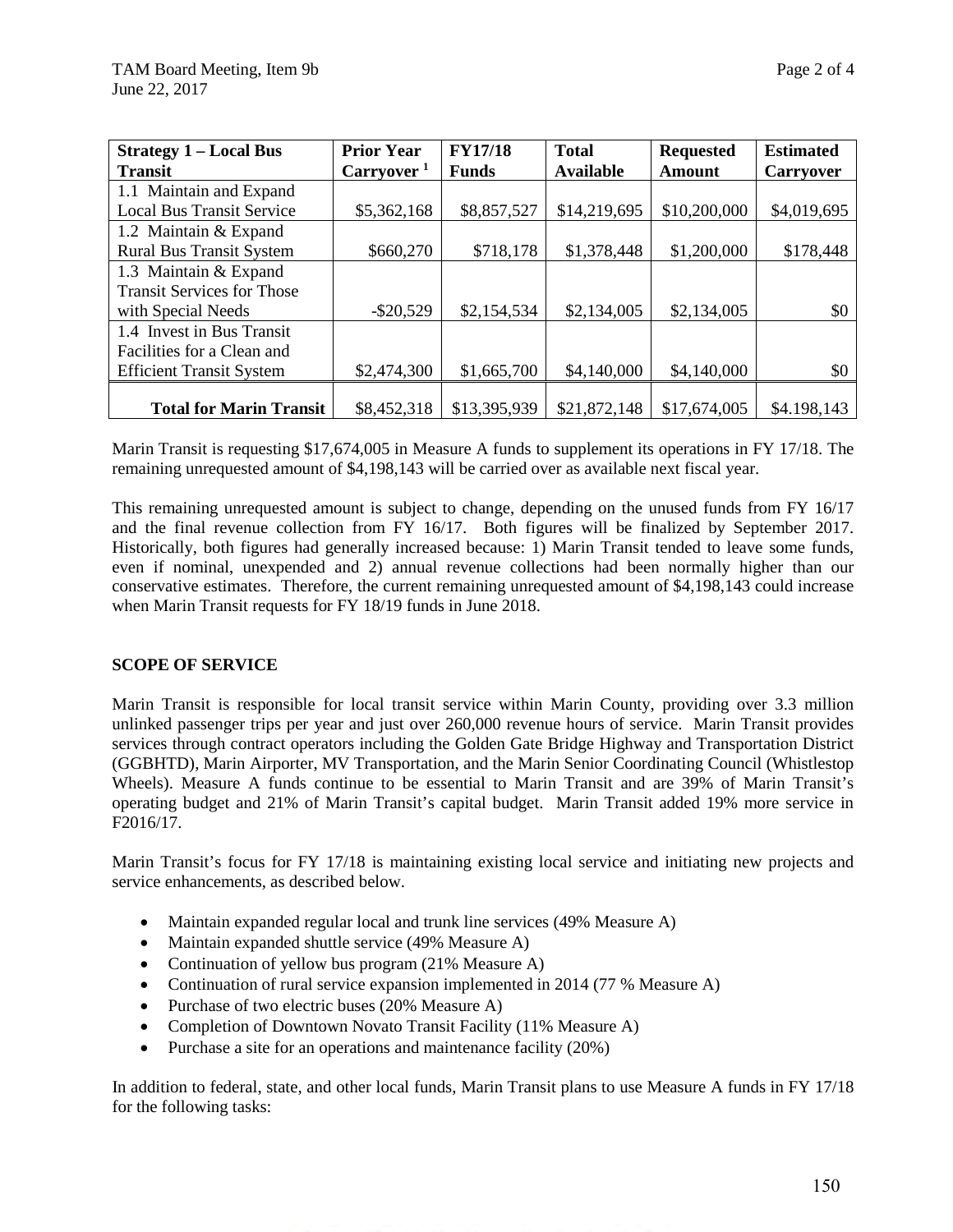| Strategy 1 – Local Bus Transit | Prior Year Carryover [1] | FY17/18 Funds | Total Available | Requested Amount | Estimated Carryover |
|---|---|---|---|---|---|
| 1.1 Maintain and Expand Local Bus Transit Service | $5,362,168 | $8,857,527 | $14,219,695 | $10,200,000 | $4,019,695 |
| 1.2 Maintain & Expand Rural Bus Transit System | $660,270 | $718,178 | $1,378,448 | $1,200,000 | $178,448 |
| 1.3 Maintain & Expand Transit Services for Those with Special Needs | -$20,529 | $2,154,534 | $2,134,005 | $2,134,005 | $0 |
| 1.4 Invest in Bus Transit Facilities for a Clean and Efficient Transit System | $2,474,300 | $1,665,700 | $4,140,000 | $4,140,000 | $0 |
| **Total for Marin Transit** | $8,452,318 | $13,395,939 | $21,872,148 | $17,674,005 | $4.198,143 |

Marin Transit is requesting $17,674,005 in Measure A funds to supplement its operations in FY 17/18. The remaining unrequested amount of $4,198,143 will be carried over as available next fiscal year.

This remaining unrequested amount is subject to change, depending on the unused funds from FY 16/17 and the final revenue collection from FY 16/17. Both figures will be finalized by September 2017. Historically, both figures had generally increased because: 1) Marin Transit tended to leave some funds, even if nominal, unexpended and 2) annual revenue collections had been normally higher than our conservative estimates. Therefore, the current remaining unrequested amount of $4,198,143 could increase when Marin Transit requests for FY 18/19 funds in June 2018.

## SCOPE OF SERVICE

Marin Transit is responsible for local transit service within Marin County, providing over 3.3 million unlinked passenger trips per year and just over 260,000 revenue hours of service. Marin Transit provides services through contract operators including the Golden Gate Bridge Highway and Transportation District (GGBHTD), Marin Airporter, MV Transportation, and the Marin Senior Coordinating Council (Whistlestop Wheels). Measure A funds continue to be essential to Marin Transit and are 39% of Marin Transit's operating budget and 21% of Marin Transit's capital budget. Marin Transit added 19% more service in F2016/17.

Marin Transit's focus for FY 17/18 is maintaining existing local service and initiating new projects and service enhancements, as described below.

- Maintain expanded regular local and trunk line services (49% Measure A)
- Maintain expanded shuttle service (49% Measure A)
- Continuation of yellow bus program (21% Measure A)
- Continuation of rural service expansion implemented in 2014 (77 % Measure A)
- Purchase of two electric buses (20% Measure A)
- Completion of Downtown Novato Transit Facility (11% Measure A)
- Purchase a site for an operations and maintenance facility (20%)

In addition to federal, state, and other local funds, Marin Transit plans to use Measure A funds in FY 17/18 for the following tasks: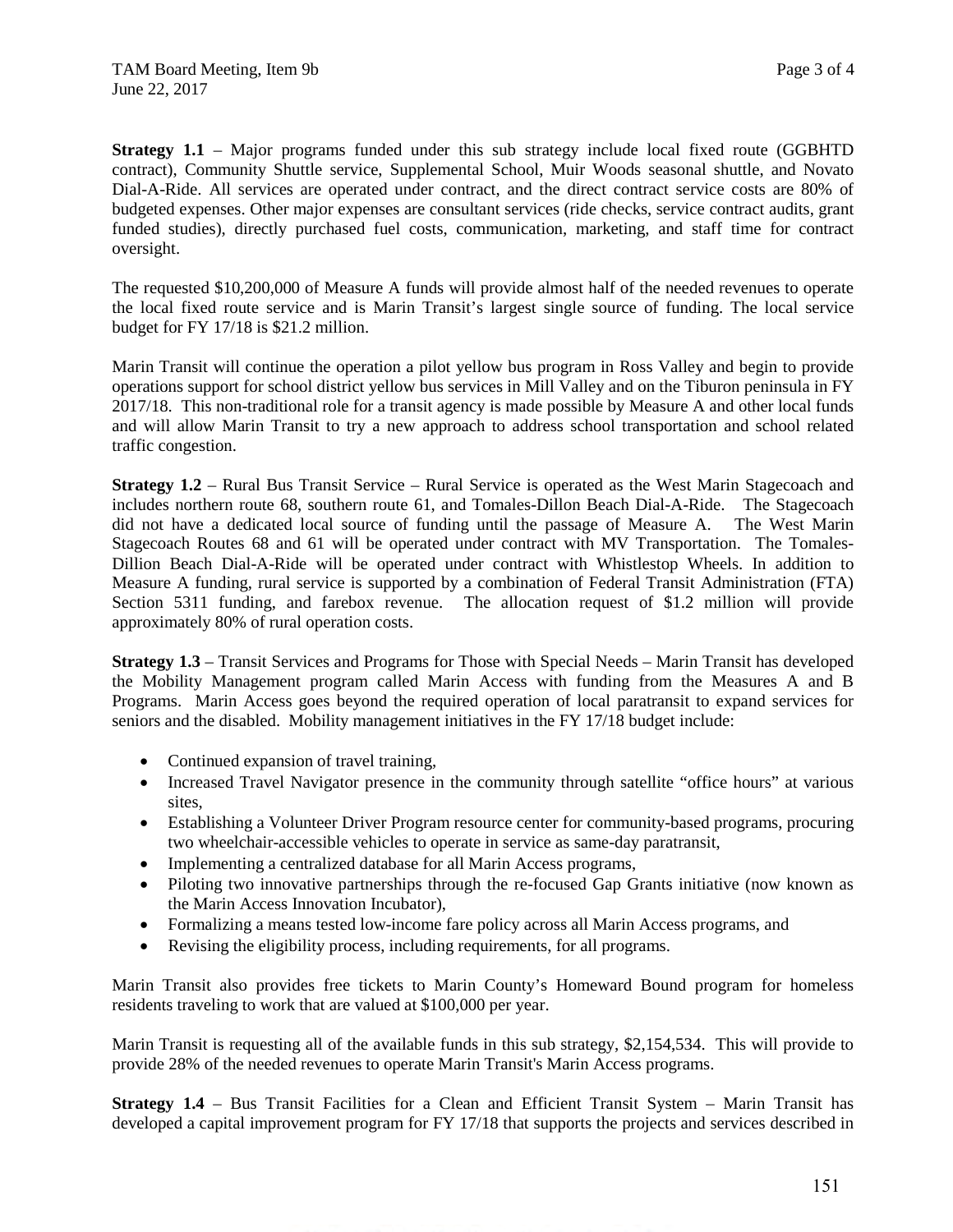**Strategy 1.1** – Major programs funded under this sub strategy include local fixed route (GGBHTD contract), Community Shuttle service, Supplemental School, Muir Woods seasonal shuttle, and Novato Dial-A-Ride. All services are operated under contract, and the direct contract service costs are 80% of budgeted expenses. Other major expenses are consultant services (ride checks, service contract audits, grant funded studies), directly purchased fuel costs, communication, marketing, and staff time for contract oversight.

The requested $10,200,000 of Measure A funds will provide almost half of the needed revenues to operate the local fixed route service and is Marin Transit's largest single source of funding. The local service budget for FY 17/18 is $21.2 million.

Marin Transit will continue the operation a pilot yellow bus program in Ross Valley and begin to provide operations support for school district yellow bus services in Mill Valley and on the Tiburon peninsula in FY 2017/18. This non-traditional role for a transit agency is made possible by Measure A and other local funds and will allow Marin Transit to try a new approach to address school transportation and school related traffic congestion.

**Strategy 1.2** – Rural Bus Transit Service – Rural Service is operated as the West Marin Stagecoach and includes northern route 68, southern route 61, and Tomales-Dillon Beach Dial-A-Ride. The Stagecoach did not have a dedicated local source of funding until the passage of Measure A. The West Marin Stagecoach Routes 68 and 61 will be operated under contract with MV Transportation. The Tomales-Dillion Beach Dial-A-Ride will be operated under contract with Whistlestop Wheels. In addition to Measure A funding, rural service is supported by a combination of Federal Transit Administration (FTA) Section 5311 funding, and farebox revenue. The allocation request of $1.2 million will provide approximately 80% of rural operation costs.

**Strategy 1.3** – Transit Services and Programs for Those with Special Needs – Marin Transit has developed the Mobility Management program called Marin Access with funding from the Measures A and B Programs. Marin Access goes beyond the required operation of local paratransit to expand services for seniors and the disabled. Mobility management initiatives in the FY 17/18 budget include:

- Continued expansion of travel training,
- Increased Travel Navigator presence in the community through satellite "office hours" at various sites,
- Establishing a Volunteer Driver Program resource center for community-based programs, procuring two wheelchair-accessible vehicles to operate in service as same-day paratransit,
- Implementing a centralized database for all Marin Access programs,
- Piloting two innovative partnerships through the re-focused Gap Grants initiative (now known as the Marin Access Innovation Incubator),
- Formalizing a means tested low-income fare policy across all Marin Access programs, and
- Revising the eligibility process, including requirements, for all programs.

Marin Transit also provides free tickets to Marin County's Homeward Bound program for homeless residents traveling to work that are valued at $100,000 per year.

Marin Transit is requesting all of the available funds in this sub strategy, $2,154,534. This will provide to provide 28% of the needed revenues to operate Marin Transit's Marin Access programs.

**Strategy 1.4** – Bus Transit Facilities for a Clean and Efficient Transit System – Marin Transit has developed a capital improvement program for FY 17/18 that supports the projects and services described in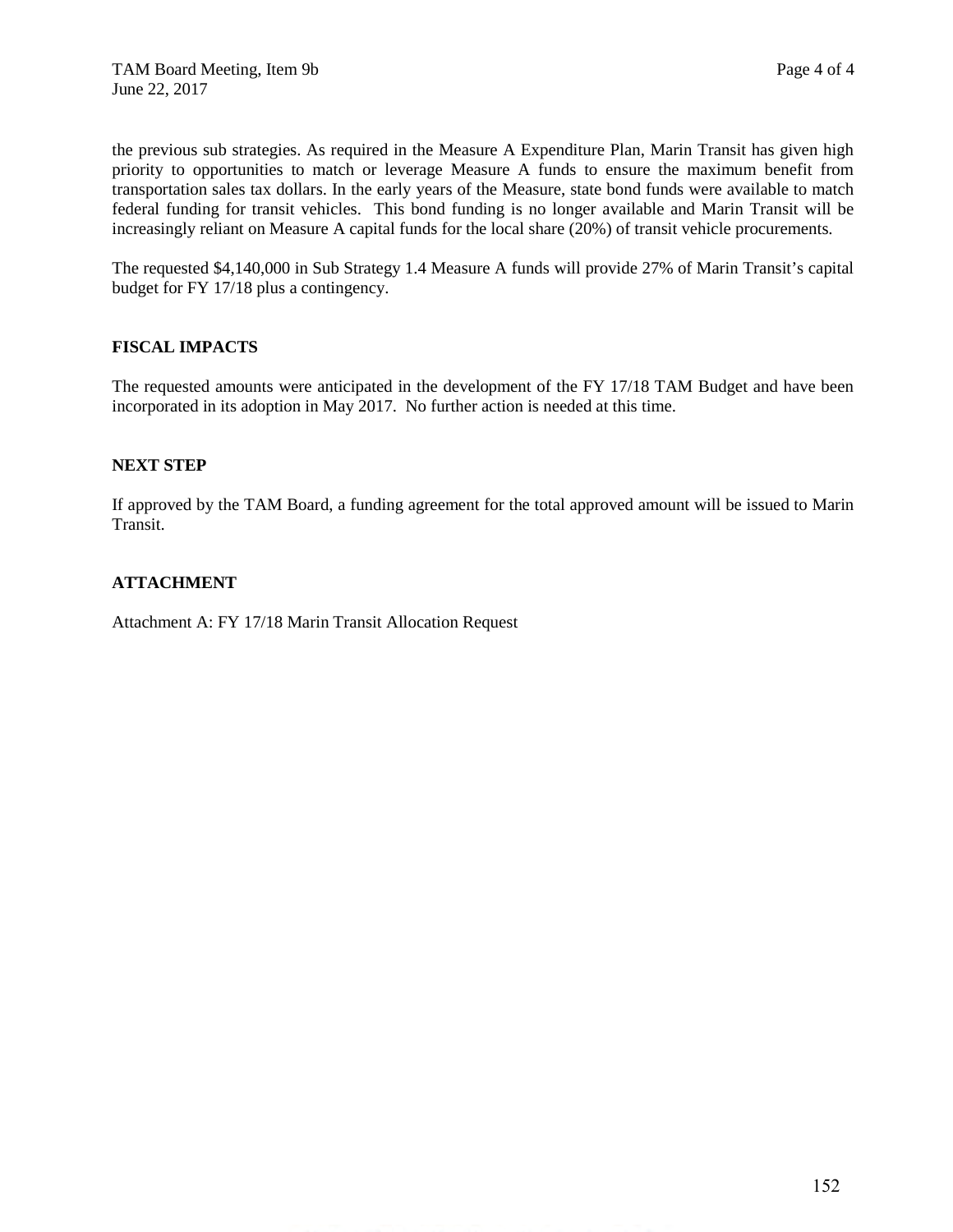the previous sub strategies. As required in the Measure A Expenditure Plan, Marin Transit has given high priority to opportunities to match or leverage Measure A funds to ensure the maximum benefit from transportation sales tax dollars. In the early years of the Measure, state bond funds were available to match federal funding for transit vehicles. This bond funding is no longer available and Marin Transit will be increasingly reliant on Measure A capital funds for the local share (20%) of transit vehicle procurements.

The requested $4,140,000 in Sub Strategy 1.4 Measure A funds will provide 27% of Marin Transit's capital budget for FY 17/18 plus a contingency.

**FISCAL IMPACTS**

The requested amounts were anticipated in the development of the FY 17/18 TAM Budget and have been incorporated in its adoption in May 2017. No further action is needed at this time.

**NEXT STEP**

If approved by the TAM Board, a funding agreement for the total approved amount will be issued to Marin Transit.

**ATTACHMENT**

Attachment A: FY 17/18 Marin Transit Allocation Request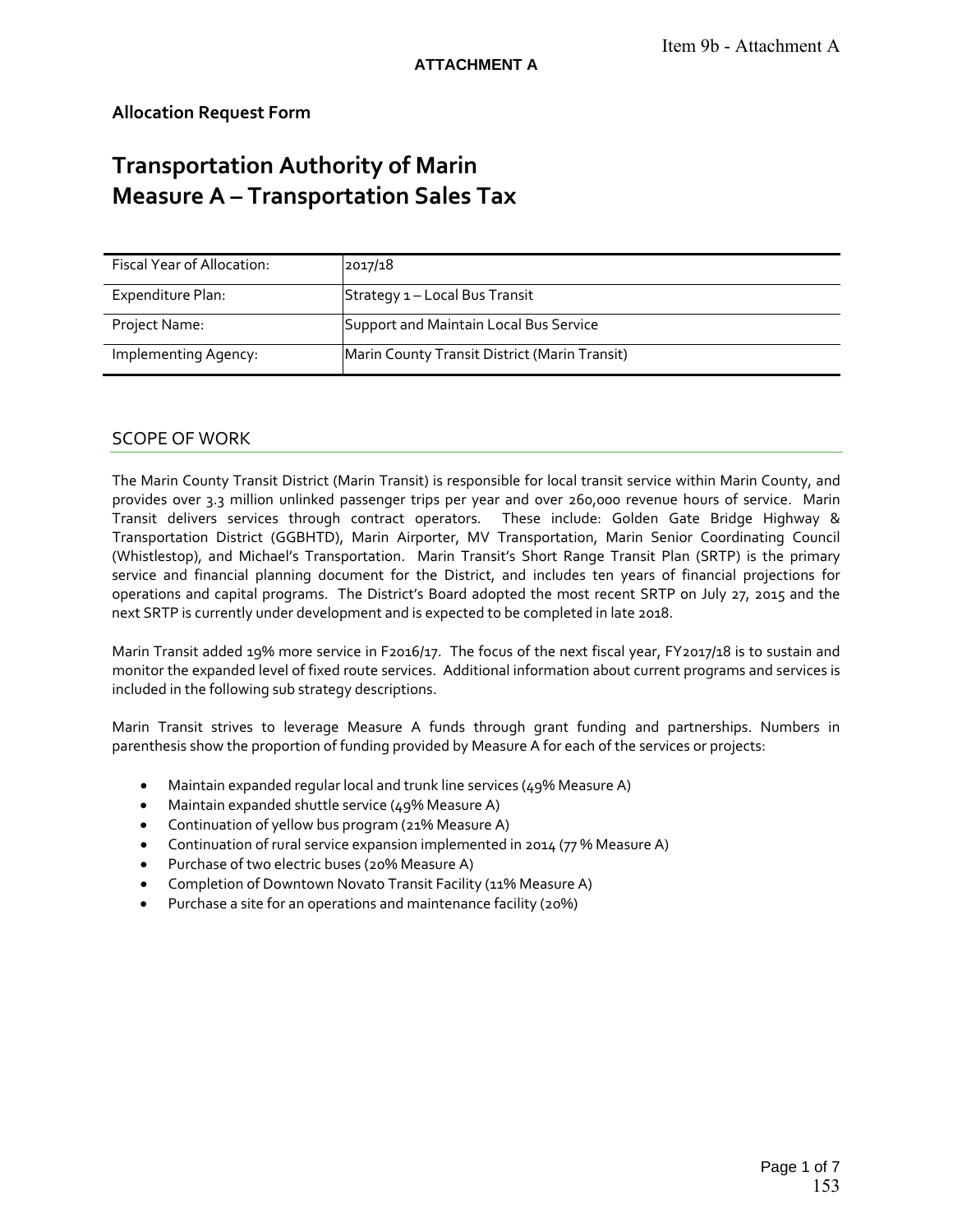**ATTACHMENT A**

**Allocation Request Form**

# Transportation Authority of Marin
# Measure A – Transportation Sales Tax

| | |
|---|---|
| Fiscal Year of Allocation: | 2017/18 |
| Expenditure Plan: | Strategy 1 – Local Bus Transit |
| Project Name: | Support and Maintain Local Bus Service |
| Implementing Agency: | Marin County Transit District (Marin Transit) |

## SCOPE OF WORK

The Marin County Transit District (Marin Transit) is responsible for local transit service within Marin County, and provides over 3.3 million unlinked passenger trips per year and over 260,000 revenue hours of service. Marin Transit delivers services through contract operators. These include: Golden Gate Bridge Highway & Transportation District (GGBHTD), Marin Airporter, MV Transportation, Marin Senior Coordinating Council (Whistlestop), and Michael's Transportation. Marin Transit's Short Range Transit Plan (SRTP) is the primary service and financial planning document for the District, and includes ten years of financial projections for operations and capital programs. The District's Board adopted the most recent SRTP on July 27, 2015 and the next SRTP is currently under development and is expected to be completed in late 2018.

Marin Transit added 19% more service in F2016/17. The focus of the next fiscal year, FY2017/18 is to sustain and monitor the expanded level of fixed route services. Additional information about current programs and services is included in the following sub strategy descriptions.

Marin Transit strives to leverage Measure A funds through grant funding and partnerships. Numbers in parenthesis show the proportion of funding provided by Measure A for each of the services or projects:

- Maintain expanded regular local and trunk line services (49% Measure A)
- Maintain expanded shuttle service (49% Measure A)
- Continuation of yellow bus program (21% Measure A)
- Continuation of rural service expansion implemented in 2014 (77 % Measure A)
- Purchase of two electric buses (20% Measure A)
- Completion of Downtown Novato Transit Facility (11% Measure A)
- Purchase a site for an operations and maintenance facility (20%)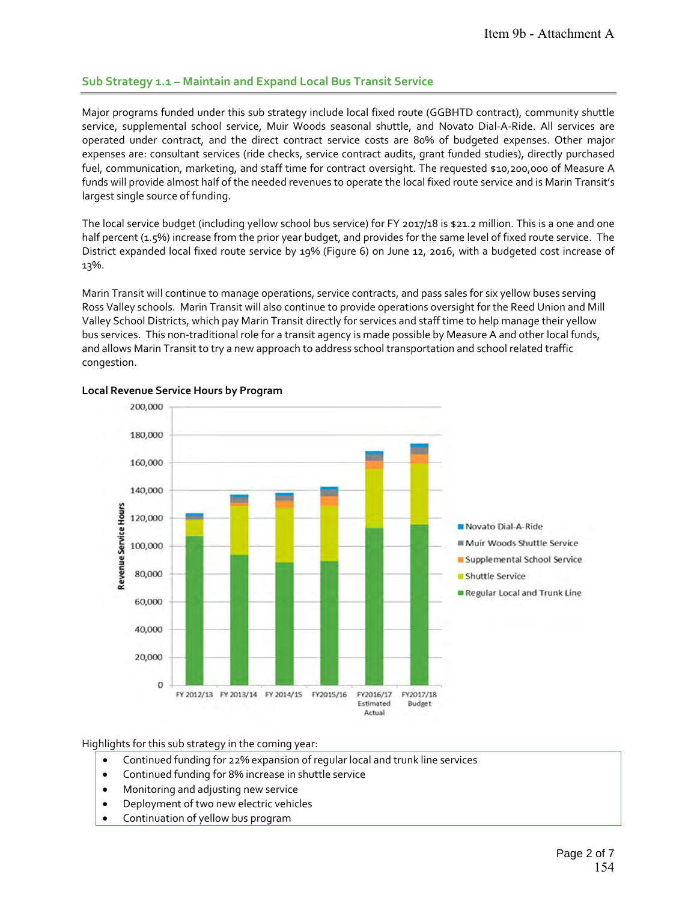## Sub Strategy 1.1 – Maintain and Expand Local Bus Transit Service

Major programs funded under this sub strategy include local fixed route (GGBHTD contract), community shuttle service, supplemental school service, Muir Woods seasonal shuttle, and Novato Dial-A-Ride. All services are operated under contract, and the direct contract service costs are 80% of budgeted expenses. Other major expenses are: consultant services (ride checks, service contract audits, grant funded studies), directly purchased fuel, communication, marketing, and staff time for contract oversight. The requested $10,200,000 of Measure A funds will provide almost half of the needed revenues to operate the local fixed route service and is Marin Transit's largest single source of funding.

The local service budget (including yellow school bus service) for FY 2017/18 is $21.2 million. This is a one and one half percent (1.5%) increase from the prior year budget, and provides for the same level of fixed route service. The District expanded local fixed route service by 19% (Figure 6) on June 12, 2016, with a budgeted cost increase of 13%.

Marin Transit will continue to manage operations, service contracts, and pass sales for six yellow buses serving Ross Valley schools. Marin Transit will also continue to provide operations oversight for the Reed Union and Mill Valley School Districts, which pay Marin Transit directly for services and staff time to help manage their yellow bus services. This non-traditional role for a transit agency is made possible by Measure A and other local funds, and allows Marin Transit to try a new approach to address school transportation and school related traffic congestion.

**Local Revenue Service Hours by Program**

Revenue Service Hours

200,000
180,000
160,000
140,000
120,000
100,000
80,000
60,000
40,000
20,000
0

FY 2012/13 | FY 2013/14 | FY 2014/15 | FY2015/16 | FY2016/17 Estimated Actual | FY2017/18 Budget

- Novato Dial-A-Ride
- Muir Woods Shuttle Service
- Supplemental School Service
- Shuttle Service
- Regular Local and Trunk Line

Highlights for this sub strategy in the coming year:

- Continued funding for 22% expansion of regular local and trunk line services
- Continued funding for 8% increase in shuttle service
- Monitoring and adjusting new service
- Deployment of two new electric vehicles
- Continuation of yellow bus program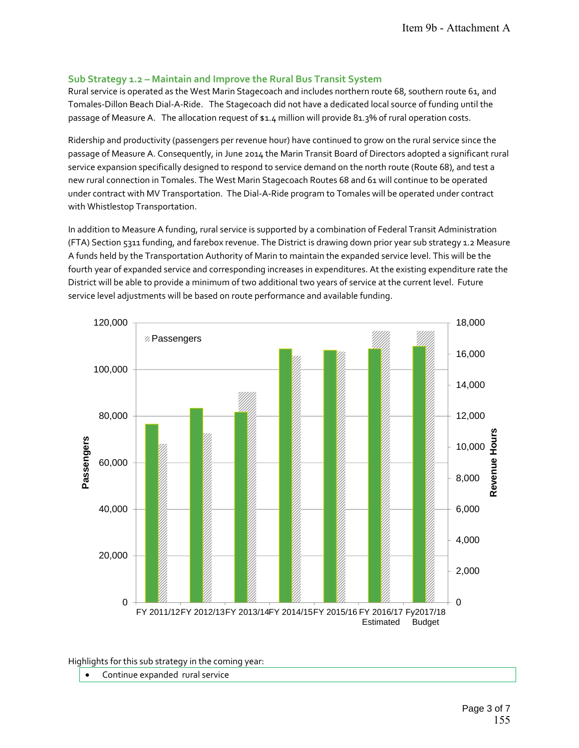### Sub Strategy 1.2 – Maintain and Improve the Rural Bus Transit System

Rural service is operated as the West Marin Stagecoach and includes northern route 68, southern route 61, and Tomales-Dillon Beach Dial-A-Ride. The Stagecoach did not have a dedicated local source of funding until the passage of Measure A. The allocation request of $1.4 million will provide 81.3% of rural operation costs.

Ridership and productivity (passengers per revenue hour) have continued to grow on the rural service since the passage of Measure A. Consequently, in June 2014 the Marin Transit Board of Directors adopted a significant rural service expansion specifically designed to respond to service demand on the north route (Route 68), and test a new rural connection in Tomales. The West Marin Stagecoach Routes 68 and 61 will continue to be operated under contract with MV Transportation. The Dial-A-Ride program to Tomales will be operated under contract with Whistlestop Transportation.

In addition to Measure A funding, rural service is supported by a combination of Federal Transit Administration (FTA) Section 5311 funding, and farebox revenue. The District is drawing down prior year sub strategy 1.2 Measure A funds held by the Transportation Authority of Marin to maintain the expanded service level. This will be the fourth year of expanded service and corresponding increases in expenditures. At the existing expenditure rate the District will be able to provide a minimum of two additional two years of service at the current level. Future service level adjustments will be based on route performance and available funding.

Highlights for this sub strategy in the coming year:

- Continue expanded rural service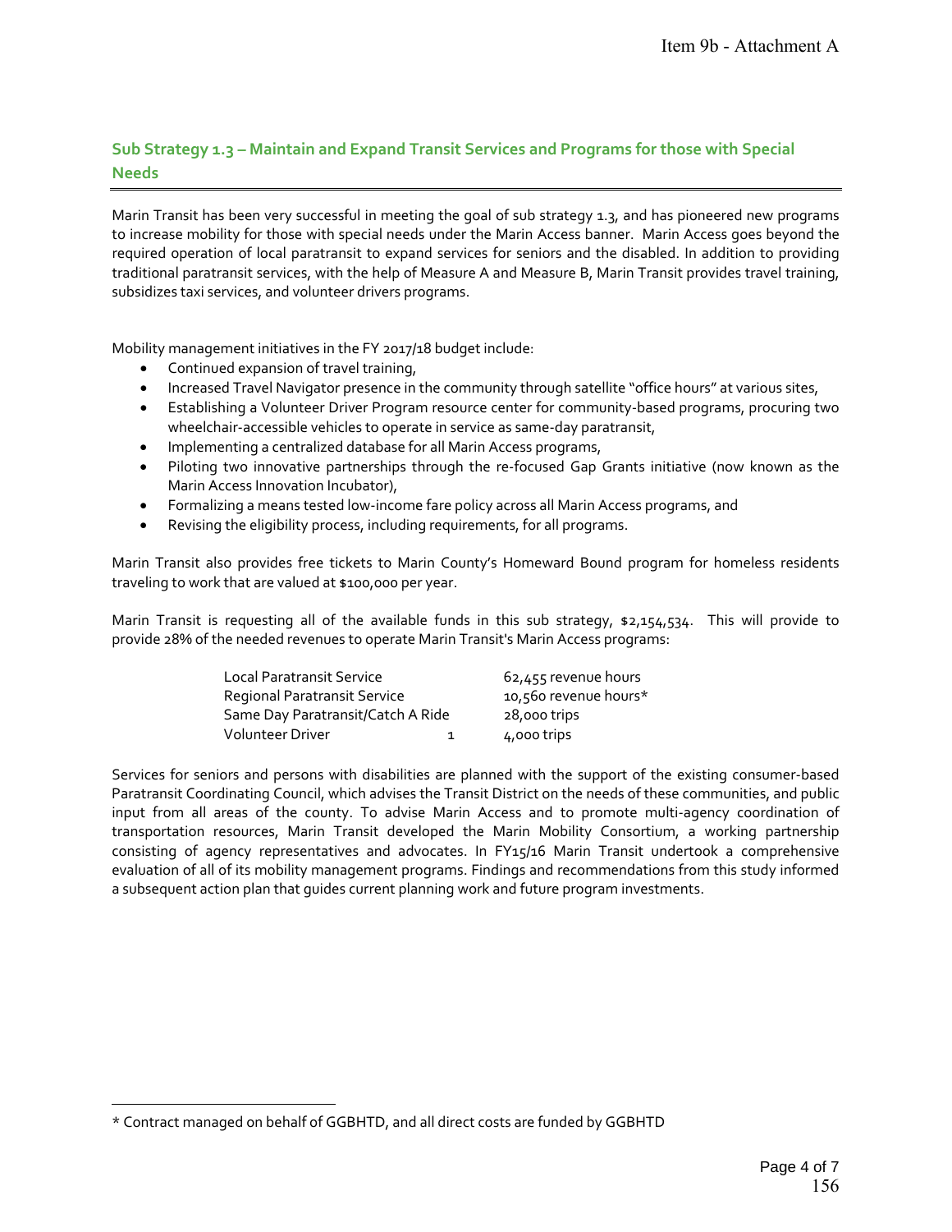## Sub Strategy 1.3 – Maintain and Expand Transit Services and Programs for those with Special Needs

Marin Transit has been very successful in meeting the goal of sub strategy 1.3, and has pioneered new programs to increase mobility for those with special needs under the Marin Access banner. Marin Access goes beyond the required operation of local paratransit to expand services for seniors and the disabled. In addition to providing traditional paratransit services, with the help of Measure A and Measure B, Marin Transit provides travel training, subsidizes taxi services, and volunteer drivers programs.

Mobility management initiatives in the FY 2017/18 budget include:

- Continued expansion of travel training,
- Increased Travel Navigator presence in the community through satellite "office hours" at various sites,
- Establishing a Volunteer Driver Program resource center for community-based programs, procuring two wheelchair-accessible vehicles to operate in service as same-day paratransit,
- Implementing a centralized database for all Marin Access programs,
- Piloting two innovative partnerships through the re-focused Gap Grants initiative (now known as the Marin Access Innovation Incubator),
- Formalizing a means tested low-income fare policy across all Marin Access programs, and
- Revising the eligibility process, including requirements, for all programs.

Marin Transit also provides free tickets to Marin County's Homeward Bound program for homeless residents traveling to work that are valued at $100,000 per year.

Marin Transit is requesting all of the available funds in this sub strategy, $2,154,534. This will provide to provide 28% of the needed revenues to operate Marin Transit's Marin Access programs:

| | |
|---|---|
| Local Paratransit Service | 62,455 revenue hours |
| Regional Paratransit Service | 10,560 revenue hours* |
| Same Day Paratransit/Catch A Ride | 28,000 trips |
| Volunteer Driver [1] | 4,000 trips |

Services for seniors and persons with disabilities are planned with the support of the existing consumer-based Paratransit Coordinating Council, which advises the Transit District on the needs of these communities, and public input from all areas of the county. To advise Marin Access and to promote multi-agency coordination of transportation resources, Marin Transit developed the Marin Mobility Consortium, a working partnership consisting of agency representatives and advocates. In FY15/16 Marin Transit undertook a comprehensive evaluation of all of its mobility management programs. Findings and recommendations from this study informed a subsequent action plan that guides current planning work and future program investments.

* Contract managed on behalf of GGBHTD, and all direct costs are funded by GGBHTD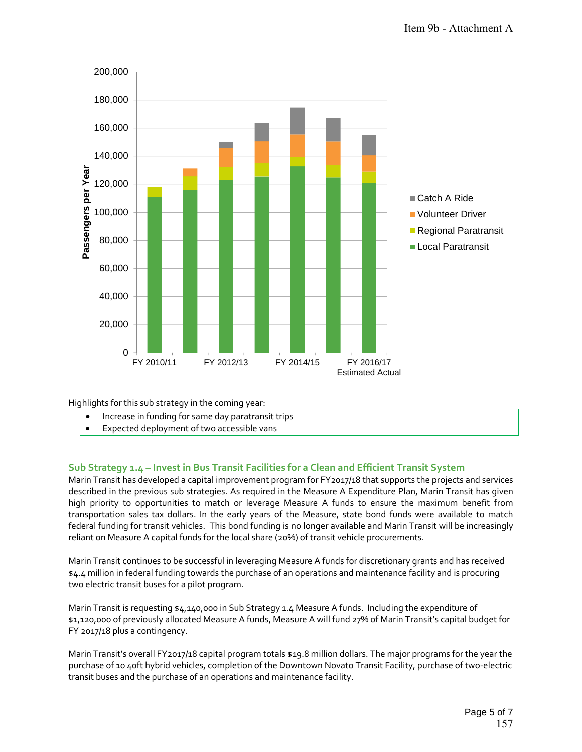Highlights for this sub strategy in the coming year:

- Increase in funding for same day paratransit trips
- Expected deployment of two accessible vans

## Sub Strategy 1.4 – Invest in Bus Transit Facilities for a Clean and Efficient Transit System

Marin Transit has developed a capital improvement program for FY2017/18 that supports the projects and services described in the previous sub strategies. As required in the Measure A Expenditure Plan, Marin Transit has given high priority to opportunities to match or leverage Measure A funds to ensure the maximum benefit from transportation sales tax dollars. In the early years of the Measure, state bond funds were available to match federal funding for transit vehicles. This bond funding is no longer available and Marin Transit will be increasingly reliant on Measure A capital funds for the local share (20%) of transit vehicle procurements.

Marin Transit continues to be successful in leveraging Measure A funds for discretionary grants and has received $4.4 million in federal funding towards the purchase of an operations and maintenance facility and is procuring two electric transit buses for a pilot program.

Marin Transit is requesting $4,140,000 in Sub Strategy 1.4 Measure A funds. Including the expenditure of $1,120,000 of previously allocated Measure A funds, Measure A will fund 27% of Marin Transit's capital budget for FY 2017/18 plus a contingency.

Marin Transit's overall FY2017/18 capital program totals $19.8 million dollars. The major programs for the year the purchase of 10 40ft hybrid vehicles, completion of the Downtown Novato Transit Facility, purchase of two-electric transit buses and the purchase of an operations and maintenance facility.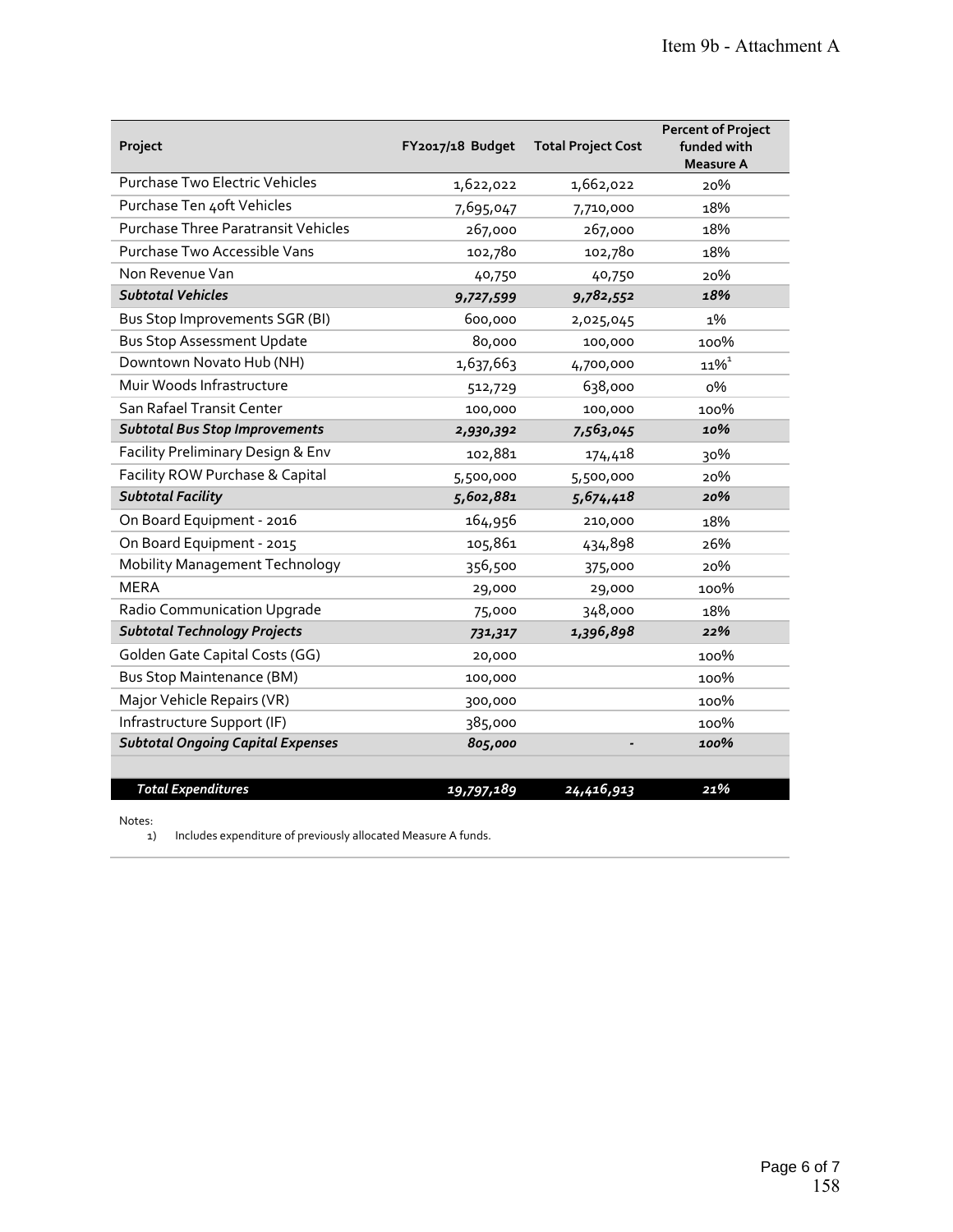| Project | FY2017/18 Budget | Total Project Cost | Percent of Project funded with Measure A |
|---|---|---|---|
| Purchase Two Electric Vehicles | 1,622,022 | 1,662,022 | 20% |
| Purchase Ten 40ft Vehicles | 7,695,047 | 7,710,000 | 18% |
| Purchase Three Paratransit Vehicles | 267,000 | 267,000 | 18% |
| Purchase Two Accessible Vans | 102,780 | 102,780 | 18% |
| Non Revenue Van | 40,750 | 40,750 | 20% |
| ***Subtotal Vehicles*** | ***9,727,599*** | ***9,782,552*** | ***18%*** |
| Bus Stop Improvements SGR (BI) | 600,000 | 2,025,045 | 1% |
| Bus Stop Assessment Update | 80,000 | 100,000 | 100% |
| Downtown Novato Hub (NH) | 1,637,663 | 4,700,000 | 11%[1] |
| Muir Woods Infrastructure | 512,729 | 638,000 | 0% |
| San Rafael Transit Center | 100,000 | 100,000 | 100% |
| ***Subtotal Bus Stop Improvements*** | ***2,930,392*** | ***7,563,045*** | ***10%*** |
| Facility Preliminary Design & Env | 102,881 | 174,418 | 30% |
| Facility ROW Purchase & Capital | 5,500,000 | 5,500,000 | 20% |
| ***Subtotal Facility*** | ***5,602,881*** | ***5,674,418*** | ***20%*** |
| On Board Equipment - 2016 | 164,956 | 210,000 | 18% |
| On Board Equipment - 2015 | 105,861 | 434,898 | 26% |
| Mobility Management Technology | 356,500 | 375,000 | 20% |
| MERA | 29,000 | 29,000 | 100% |
| Radio Communication Upgrade | 75,000 | 348,000 | 18% |
| ***Subtotal Technology Projects*** | ***731,317*** | ***1,396,898*** | ***22%*** |
| Golden Gate Capital Costs (GG) | 20,000 | | 100% |
| Bus Stop Maintenance (BM) | 100,000 | | 100% |
| Major Vehicle Repairs (VR) | 300,000 | | 100% |
| Infrastructure Support (IF) | 385,000 | | 100% |
| ***Subtotal Ongoing Capital Expenses*** | ***805,000*** | - | ***100%*** |
| | | | |
| ***Total Expenditures*** | ***19,797,189*** | ***24,416,913*** | ***21%*** |

Notes:

1) Includes expenditure of previously allocated Measure A funds.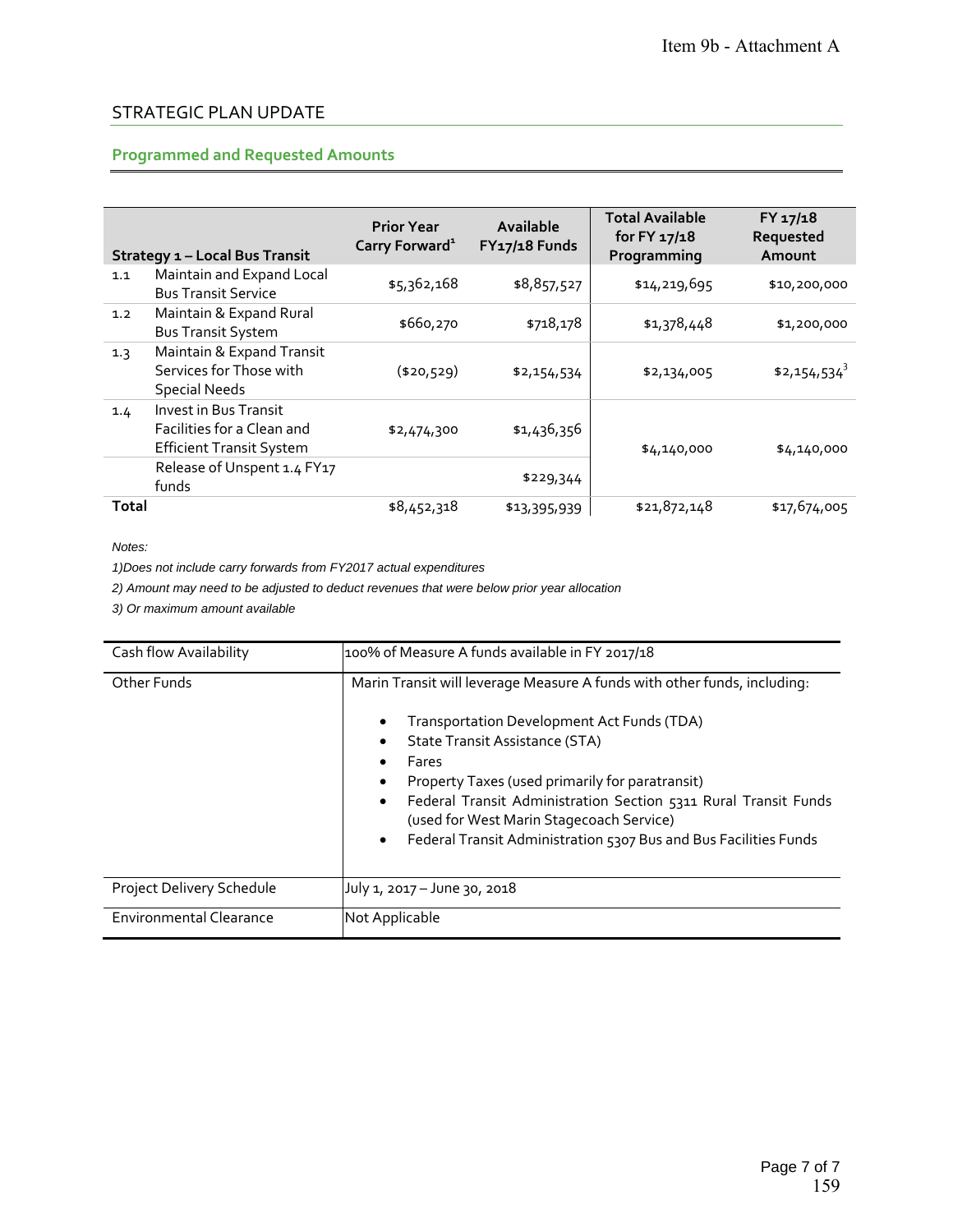Item 9b - Attachment A

## STRATEGIC PLAN UPDATE

### Programmed and Requested Amounts

| Strategy 1 – Local Bus Transit | | Prior Year Carry Forward[1] | Available FY17/18 Funds | Total Available for FY 17/18 Programming | FY 17/18 Requested Amount |
|---|---|---|---|---|---|
| 1.1 | Maintain and Expand Local Bus Transit Service | $5,362,168 | $8,857,527 | $14,219,695 | $10,200,000 |
| 1.2 | Maintain & Expand Rural Bus Transit System | $660,270 | $718,178 | $1,378,448 | $1,200,000 |
| 1.3 | Maintain & Expand Transit Services for Those with Special Needs | ($20,529) | $2,154,534 | $2,134,005 | $2,154,534[3] |
| 1.4 | Invest in Bus Transit Facilities for a Clean and Efficient Transit System | $2,474,300 | $1,436,356 | $4,140,000 | $4,140,000 |
| | Release of Unspent 1.4 FY17 funds | | $229,344 | | |
| **Total** | | $8,452,318 | $13,395,939 | $21,872,148 | $17,674,005 |

*Notes:*

*1)Does not include carry forwards from FY2017 actual expenditures*

*2) Amount may need to be adjusted to deduct revenues that were below prior year allocation*

*3) Or maximum amount available*

| | |
|---|---|
| Cash flow Availability | 100% of Measure A funds available in FY 2017/18 |
| Other Funds | Marin Transit will leverage Measure A funds with other funds, including:<br>• Transportation Development Act Funds (TDA)<br>• State Transit Assistance (STA)<br>• Fares<br>• Property Taxes (used primarily for paratransit)<br>• Federal Transit Administration Section 5311 Rural Transit Funds (used for West Marin Stagecoach Service)<br>• Federal Transit Administration 5307 Bus and Bus Facilities Funds |
| Project Delivery Schedule | July 1, 2017 – June 30, 2018 |
| Environmental Clearance | Not Applicable |